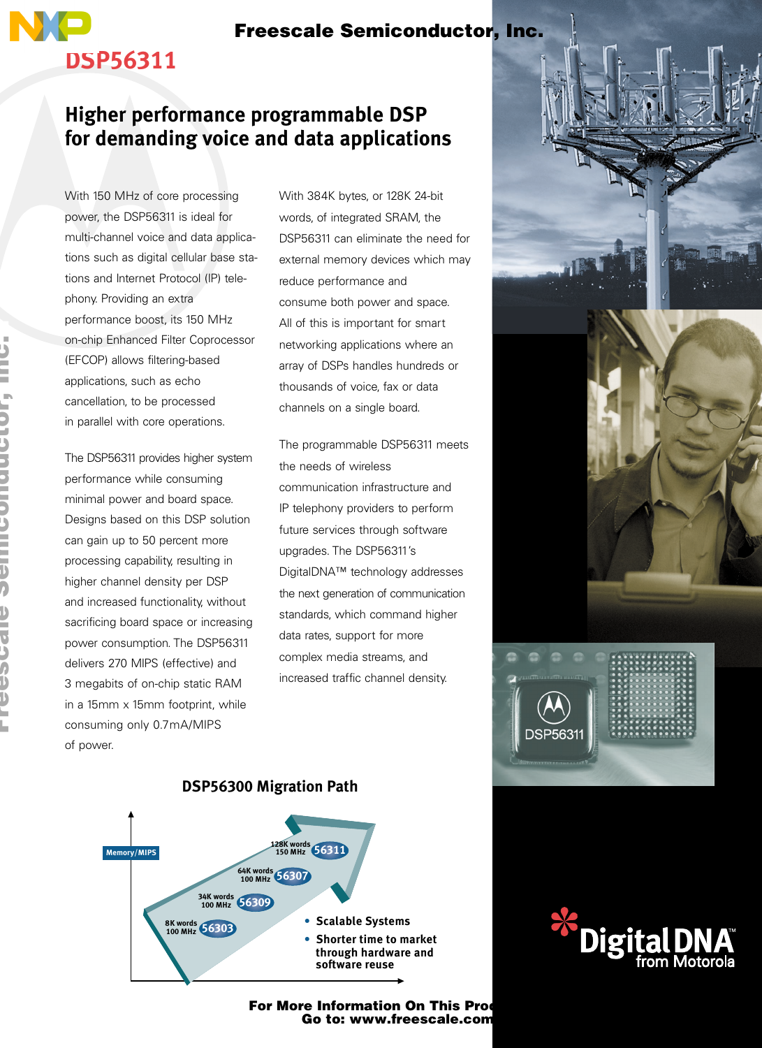# DSP56311

Freescale Semiconductor, Inc.

## Higher performance programmable DSP for demanding voice and data applications

With 150 MHz of core processing power, the DSP56311 is ideal for multi-channel voice and data applications such as digital cellular base stations and Internet Protocol (IP) telephony. Providing an extra performance boost, its 150 MHz on-chip Enhanced Filter Coprocessor (EFCOP) allows filtering-based applications, such as echo cancellation, to be processed in parallel with core operations.

The DSP56311 provides higher system performance while consuming minimal power and board space. Designs based on this DSP solution can gain up to 50 percent more processing capability, resulting in higher channel density per DSP and increased functionality, without sacrificing board space or increasing power consumption. The DSP56311 delivers 270 MIPS (effective) and 3 megabits of on-chip static RAM in a 15mm x 15mm footprint, while consuming only 0.7mA/MIPS of power.

With 384K bytes, or 128K 24-bit words, of integrated SRAM, the DSP56311 can eliminate the need for external memory devices which may reduce performance and consume both power and space. All of this is important for smart networking applications where an array of DSPs handles hundreds or thousands of voice, fax or data channels on a single board.

The programmable DSP56311 meets the needs of wireless communication infrastructure and IP telephony providers to perform future services through software upgrades. The DSP56311's DigitalDNA™ technology addresses the next generation of communication standards, which command higher data rates, support for more complex media streams, and increased traffic channel density.

### DSP56300 Migration Path

Memory/MIPS

- 8K words 100 MHz — 56303
- 34K words 100 MHz — 56309
- 64K words 100 MHz — 56307
- 128K words 150 MHz — 56311

- **Scalable Systems**
- **Shorter time to market through hardware and software reuse**

Digital DNA™ from Motorola

**For More Information On This Product, Go to: www.freescale.com**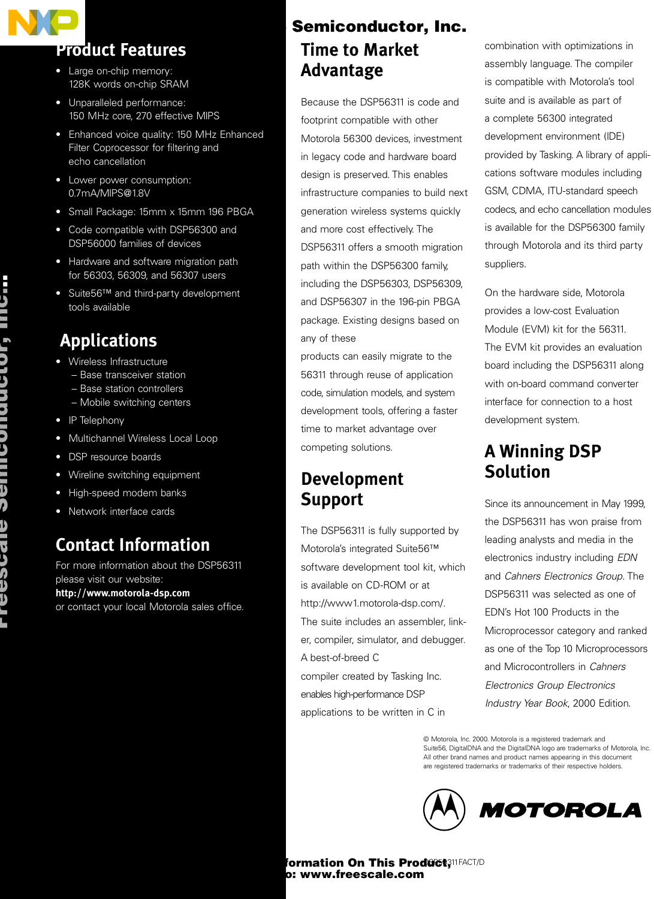## Product Features

- Large on-chip memory: 128K words on-chip SRAM
- Unparalleled performance: 150 MHz core, 270 effective MIPS
- Enhanced voice quality: 150 MHz Enhanced Filter Coprocessor for filtering and echo cancellation
- Lower power consumption: 0.7mA/MIPS@1.8V
- Small Package: 15mm x 15mm 196 PBGA
- Code compatible with DSP56300 and DSP56000 families of devices
- Hardware and software migration path for 56303, 56309, and 56307 users
- Suite56™ and third-party development tools available

## Applications

- Wireless Infrastructure
  - Base transceiver station
  - Base station controllers
  - Mobile switching centers
- IP Telephony
- Multichannel Wireless Local Loop
- DSP resource boards
- Wireline switching equipment
- High-speed modem banks
- Network interface cards

## Contact Information

For more information about the DSP56311 please visit our website:
**http://www.motorola-dsp.com**
or contact your local Motorola sales office.

## Time to Market Advantage

Because the DSP56311 is code and footprint compatible with other Motorola 56300 devices, investment in legacy code and hardware board design is preserved. This enables infrastructure companies to build next generation wireless systems quickly and more cost effectively. The DSP56311 offers a smooth migration path within the DSP56300 family, including the DSP56303, DSP56309, and DSP56307 in the 196-pin PBGA package. Existing designs based on any of these products can easily migrate to the 56311 through reuse of application code, simulation models, and system development tools, offering a faster time to market advantage over competing solutions.

## Development Support

The DSP56311 is fully supported by Motorola's integrated Suite56™ software development tool kit, which is available on CD-ROM or at http://www1.motorola-dsp.com/. The suite includes an assembler, linker, compiler, simulator, and debugger. A best-of-breed C compiler created by Tasking Inc. enables high-performance DSP applications to be written in C in combination with optimizations in assembly language. The compiler is compatible with Motorola's tool suite and is available as part of a complete 56300 integrated development environment (IDE) provided by Tasking. A library of applications software modules including GSM, CDMA, ITU-standard speech codecs, and echo cancellation modules is available for the DSP56300 family through Motorola and its third party suppliers.

On the hardware side, Motorola provides a low-cost Evaluation Module (EVM) kit for the 56311. The EVM kit provides an evaluation board including the DSP56311 along with on-board command converter interface for connection to a host development system.

## A Winning DSP Solution

Since its announcement in May 1999, the DSP56311 has won praise from leading analysts and media in the electronics industry including *EDN* and *Cahners Electronics Group*. The DSP56311 was selected as one of EDN's Hot 100 Products in the Microprocessor category and ranked as one of the Top 10 Microprocessors and Microcontrollers in *Cahners Electronics Group Electronics Industry Year Book*, 2000 Edition.

© Motorola, Inc. 2000. Motorola is a registered trademark and Suite56, DigitalDNA and the DigitalDNA logo are trademarks of Motorola, Inc. All other brand names and product names appearing in this document are registered trademarks or trademarks of their respective holders.

MOTOROLA

DSP56311FACT/D